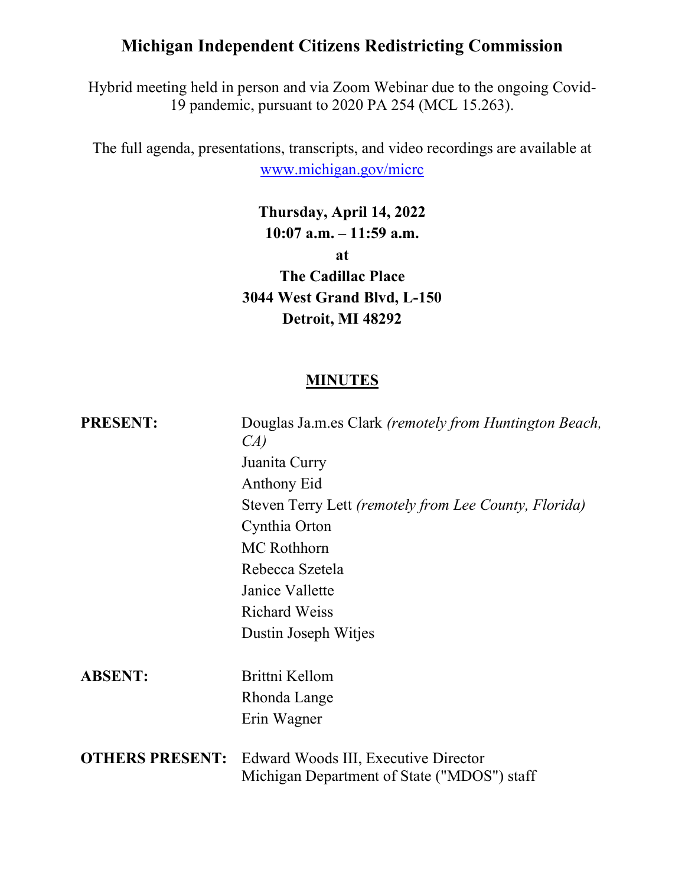# Michigan Independent Citizens Redistricting Commission

Hybrid meeting held in person and via Zoom Webinar due to the ongoing Covid-19 pandemic, pursuant to 2020 PA 254 (MCL 15.263).

The full agenda, presentations, transcripts, and video recordings are available at [www.michigan.gov/micrc](http://www.michigan.gov/micrc)

**Thursday, April 14, 2022**
**10:07 a.m. – 11:59 a.m.**
**at**
**The Cadillac Place**
**3044 West Grand Blvd, L-150**
**Detroit, MI 48292**

## MINUTES

| | |
|---|---|
| **PRESENT:** | Douglas Ja.m.es Clark *(remotely from Huntington Beach, CA)* |
| | Juanita Curry |
| | Anthony Eid |
| | Steven Terry Lett *(remotely from Lee County, Florida)* |
| | Cynthia Orton |
| | MC Rothhorn |
| | Rebecca Szetela |
| | Janice Vallette |
| | Richard Weiss |
| | Dustin Joseph Witjes |
| **ABSENT:** | Brittni Kellom |
| | Rhonda Lange |
| | Erin Wagner |
| **OTHERS PRESENT:** | Edward Woods III, Executive Director |
| | Michigan Department of State ("MDOS") staff |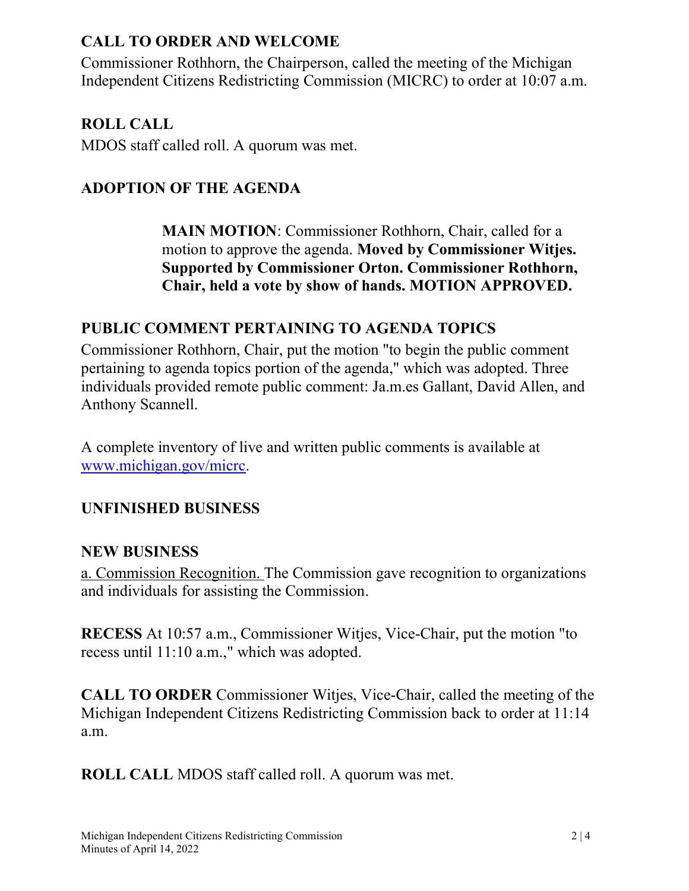## CALL TO ORDER AND WELCOME

Commissioner Rothhorn, the Chairperson, called the meeting of the Michigan Independent Citizens Redistricting Commission (MICRC) to order at 10:07 a.m.

## ROLL CALL

MDOS staff called roll. A quorum was met.

## ADOPTION OF THE AGENDA

> **MAIN MOTION**: Commissioner Rothhorn, Chair, called for a motion to approve the agenda. **Moved by Commissioner Witjes. Supported by Commissioner Orton. Commissioner Rothhorn, Chair, held a vote by show of hands. MOTION APPROVED.**

## PUBLIC COMMENT PERTAINING TO AGENDA TOPICS

Commissioner Rothhorn, Chair, put the motion "to begin the public comment pertaining to agenda topics portion of the agenda," which was adopted. Three individuals provided remote public comment: Ja.m.es Gallant, David Allen, and Anthony Scannell.

A complete inventory of live and written public comments is available at [www.michigan.gov/micrc](www.michigan.gov/micrc).

## UNFINISHED BUSINESS

## NEW BUSINESS

a. Commission Recognition. The Commission gave recognition to organizations and individuals for assisting the Commission.

**RECESS** At 10:57 a.m., Commissioner Witjes, Vice-Chair, put the motion "to recess until 11:10 a.m.," which was adopted.

**CALL TO ORDER** Commissioner Witjes, Vice-Chair, called the meeting of the Michigan Independent Citizens Redistricting Commission back to order at 11:14 a.m.

**ROLL CALL** MDOS staff called roll. A quorum was met.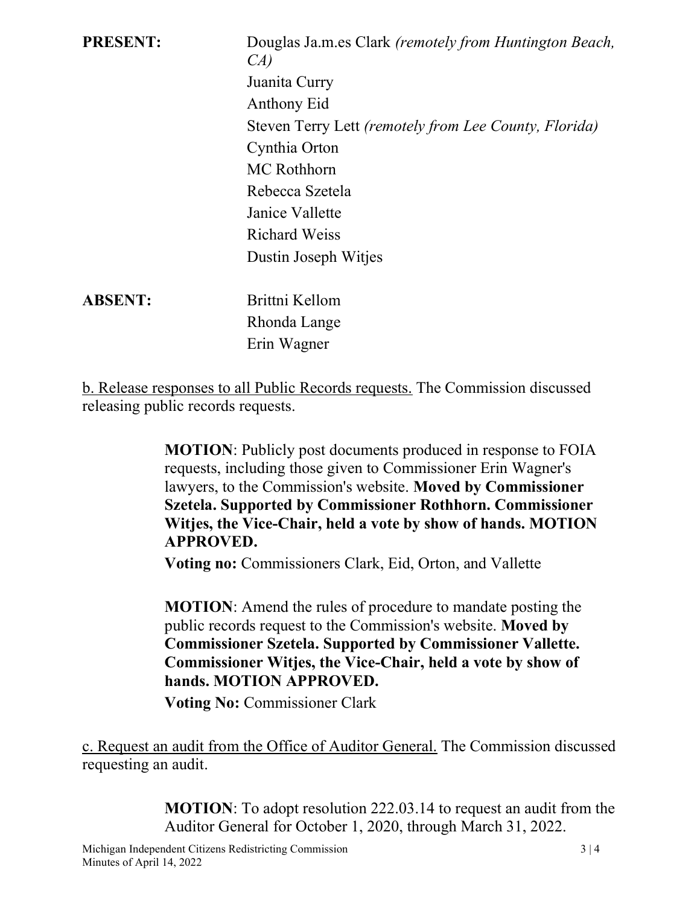**PRESENT:** Douglas Ja.m.es Clark *(remotely from Huntington Beach, CA)*
Juanita Curry
Anthony Eid
Steven Terry Lett *(remotely from Lee County, Florida)*
Cynthia Orton
MC Rothhorn
Rebecca Szetela
Janice Vallette
Richard Weiss
Dustin Joseph Witjes

**ABSENT:** Brittni Kellom
Rhonda Lange
Erin Wagner

<u>b. Release responses to all Public Records requests.</u> The Commission discussed releasing public records requests.

> **MOTION**: Publicly post documents produced in response to FOIA requests, including those given to Commissioner Erin Wagner's lawyers, to the Commission's website. **Moved by Commissioner Szetela. Supported by Commissioner Rothhorn. Commissioner Witjes, the Vice-Chair, held a vote by show of hands. MOTION APPROVED.**
>
> **Voting no:** Commissioners Clark, Eid, Orton, and Vallette

> **MOTION**: Amend the rules of procedure to mandate posting the public records request to the Commission's website. **Moved by Commissioner Szetela. Supported by Commissioner Vallette. Commissioner Witjes, the Vice-Chair, held a vote by show of hands. MOTION APPROVED.**
>
> **Voting No:** Commissioner Clark

<u>c. Request an audit from the Office of Auditor General.</u> The Commission discussed requesting an audit.

> **MOTION**: To adopt resolution 222.03.14 to request an audit from the Auditor General for October 1, 2020, through March 31, 2022.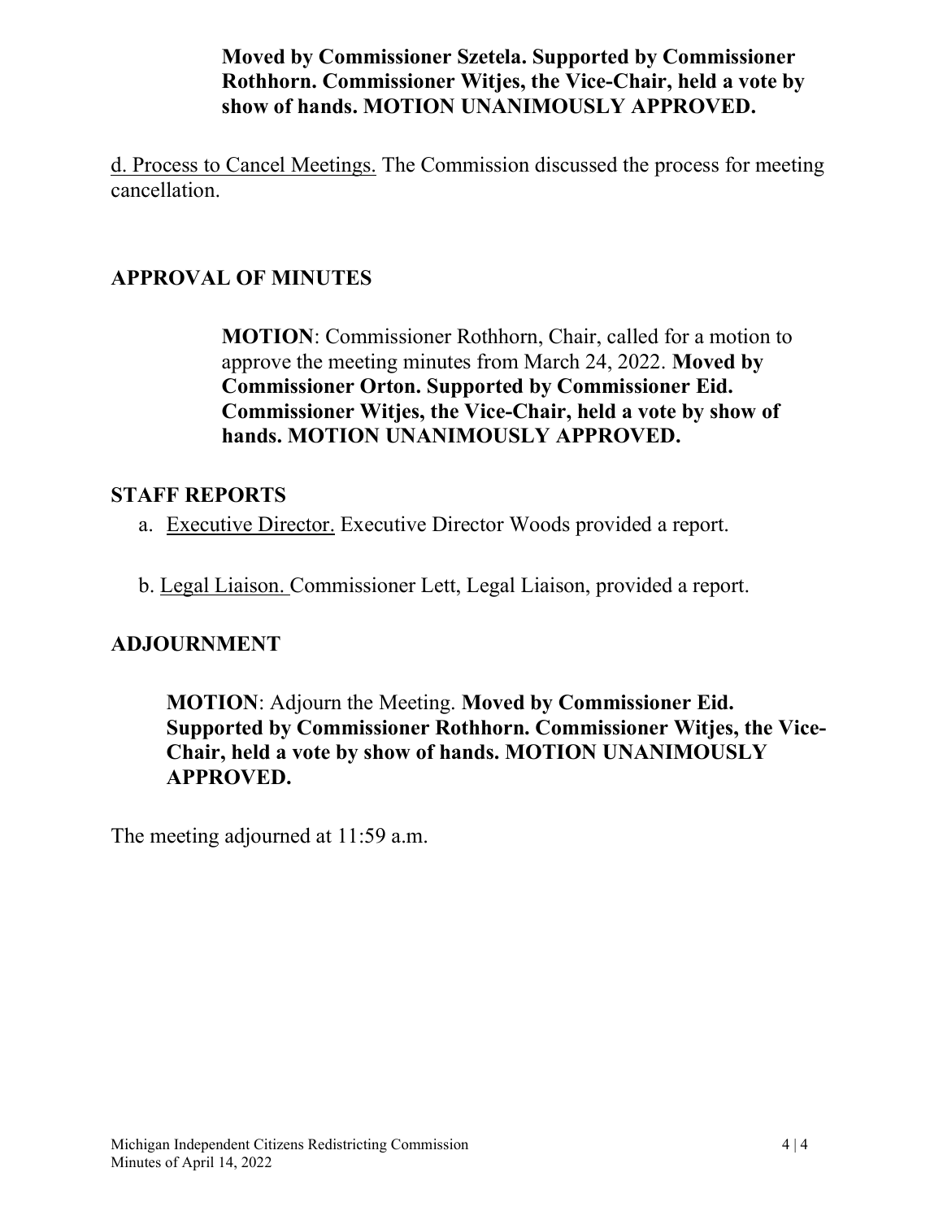**Moved by Commissioner Szetela. Supported by Commissioner Rothhorn. Commissioner Witjes, the Vice-Chair, held a vote by show of hands. MOTION UNANIMOUSLY APPROVED.**

d. Process to Cancel Meetings. The Commission discussed the process for meeting cancellation.

## APPROVAL OF MINUTES

**MOTION**: Commissioner Rothhorn, Chair, called for a motion to approve the meeting minutes from March 24, 2022. **Moved by Commissioner Orton. Supported by Commissioner Eid. Commissioner Witjes, the Vice-Chair, held a vote by show of hands. MOTION UNANIMOUSLY APPROVED.**

## STAFF REPORTS

a. Executive Director. Executive Director Woods provided a report.

b. Legal Liaison. Commissioner Lett, Legal Liaison, provided a report.

## ADJOURNMENT

**MOTION**: Adjourn the Meeting. **Moved by Commissioner Eid. Supported by Commissioner Rothhorn. Commissioner Witjes, the Vice-Chair, held a vote by show of hands. MOTION UNANIMOUSLY APPROVED.**

The meeting adjourned at 11:59 a.m.